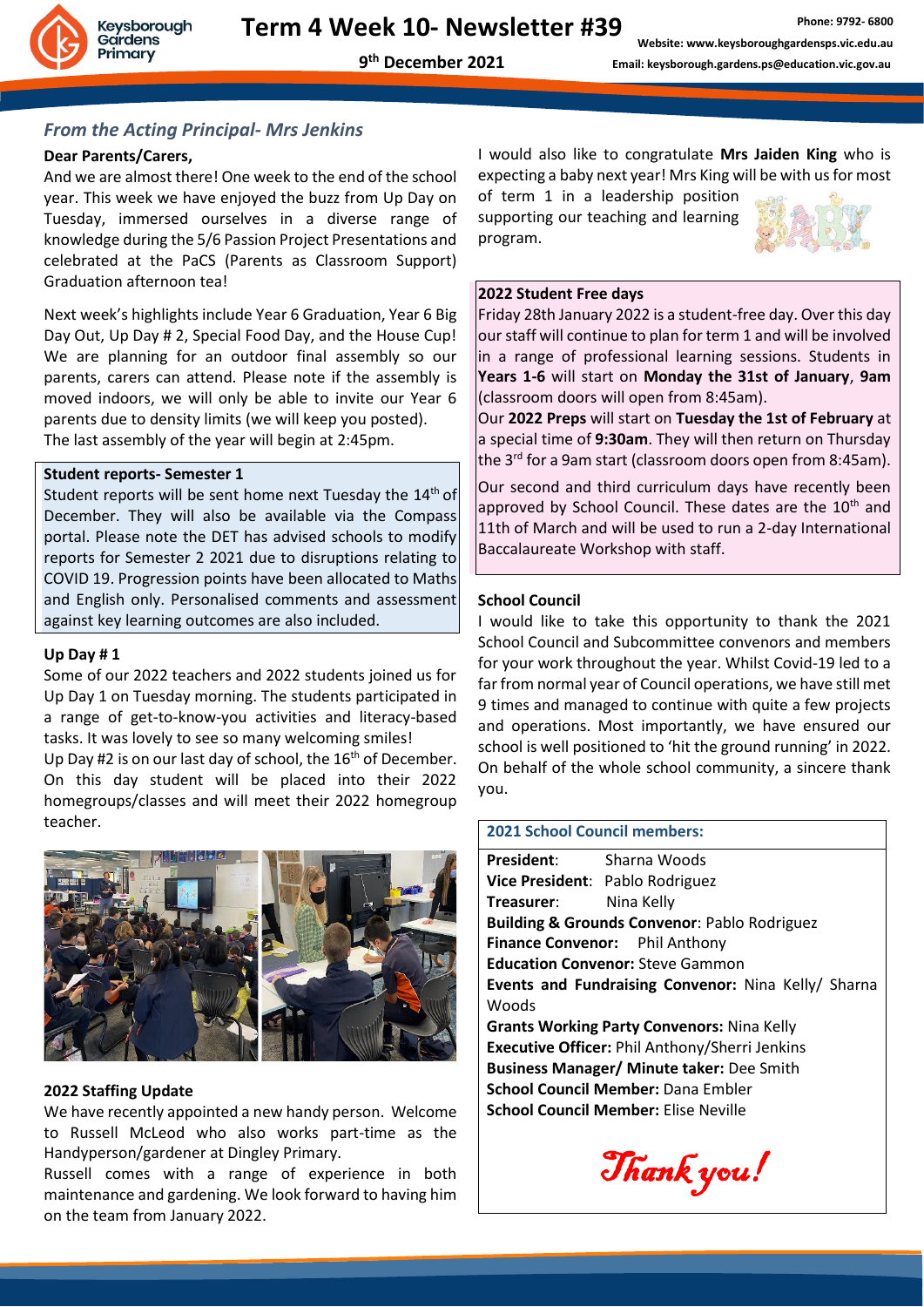# Term 4 Week 10- Newsletter #39

**9th December 2021**

Phone: 9792- 6800
Website: www.keysboroughgardensps.vic.edu.au
Email: keysborough.gardens.ps@education.vic.gov.au

## *From the Acting Principal- Mrs Jenkins*

**Dear Parents/Carers,**

And we are almost there! One week to the end of the school year. This week we have enjoyed the buzz from Up Day on Tuesday, immersed ourselves in a diverse range of knowledge during the 5/6 Passion Project Presentations and celebrated at the PaCS (Parents as Classroom Support) Graduation afternoon tea!

Next week's highlights include Year 6 Graduation, Year 6 Big Day Out, Up Day # 2, Special Food Day, and the House Cup! We are planning for an outdoor final assembly so our parents, carers can attend. Please note if the assembly is moved indoors, we will only be able to invite our Year 6 parents due to density limits (we will keep you posted). The last assembly of the year will begin at 2:45pm.

### Student reports- Semester 1

Student reports will be sent home next Tuesday the 14th of December. They will also be available via the Compass portal. Please note the DET has advised schools to modify reports for Semester 2 2021 due to disruptions relating to COVID 19. Progression points have been allocated to Maths and English only. Personalised comments and assessment against key learning outcomes are also included.

### Up Day # 1

Some of our 2022 teachers and 2022 students joined us for Up Day 1 on Tuesday morning. The students participated in a range of get-to-know-you activities and literacy-based tasks. It was lovely to see so many welcoming smiles!

Up Day #2 is on our last day of school, the 16th of December. On this day student will be placed into their 2022 homegroups/classes and will meet their 2022 homegroup teacher.

### 2022 Staffing Update

We have recently appointed a new handy person. Welcome to Russell McLeod who also works part-time as the Handyperson/gardener at Dingley Primary.

Russell comes with a range of experience in both maintenance and gardening. We look forward to having him on the team from January 2022.

I would also like to congratulate **Mrs Jaiden King** who is expecting a baby next year! Mrs King will be with us for most of term 1 in a leadership position supporting our teaching and learning program.

### 2022 Student Free days

Friday 28th January 2022 is a student-free day. Over this day our staff will continue to plan for term 1 and will be involved in a range of professional learning sessions. Students in **Years 1-6** will start on **Monday the 31st of January**, **9am** (classroom doors will open from 8:45am).

Our **2022 Preps** will start on **Tuesday the 1st of February** at a special time of **9:30am**. They will then return on Thursday the 3rd for a 9am start (classroom doors open from 8:45am).

Our second and third curriculum days have recently been approved by School Council. These dates are the 10th and 11th of March and will be used to run a 2-day International Baccalaureate Workshop with staff.

### School Council

I would like to take this opportunity to thank the 2021 School Council and Subcommittee convenors and members for your work throughout the year. Whilst Covid-19 led to a far from normal year of Council operations, we have still met 9 times and managed to continue with quite a few projects and operations. Most importantly, we have ensured our school is well positioned to 'hit the ground running' in 2022. On behalf of the whole school community, a sincere thank you.

#### 2021 School Council members:

**President**: Sharna Woods
**Vice President**: Pablo Rodriguez
**Treasurer**: Nina Kelly
**Building & Grounds Convenor**: Pablo Rodriguez
**Finance Convenor:** Phil Anthony
**Education Convenor:** Steve Gammon
**Events and Fundraising Convenor:** Nina Kelly/ Sharna Woods
**Grants Working Party Convenors:** Nina Kelly
**Executive Officer:** Phil Anthony/Sherri Jenkins
**Business Manager/ Minute taker:** Dee Smith
**School Council Member:** Dana Embler
**School Council Member:** Elise Neville

*Thank you!*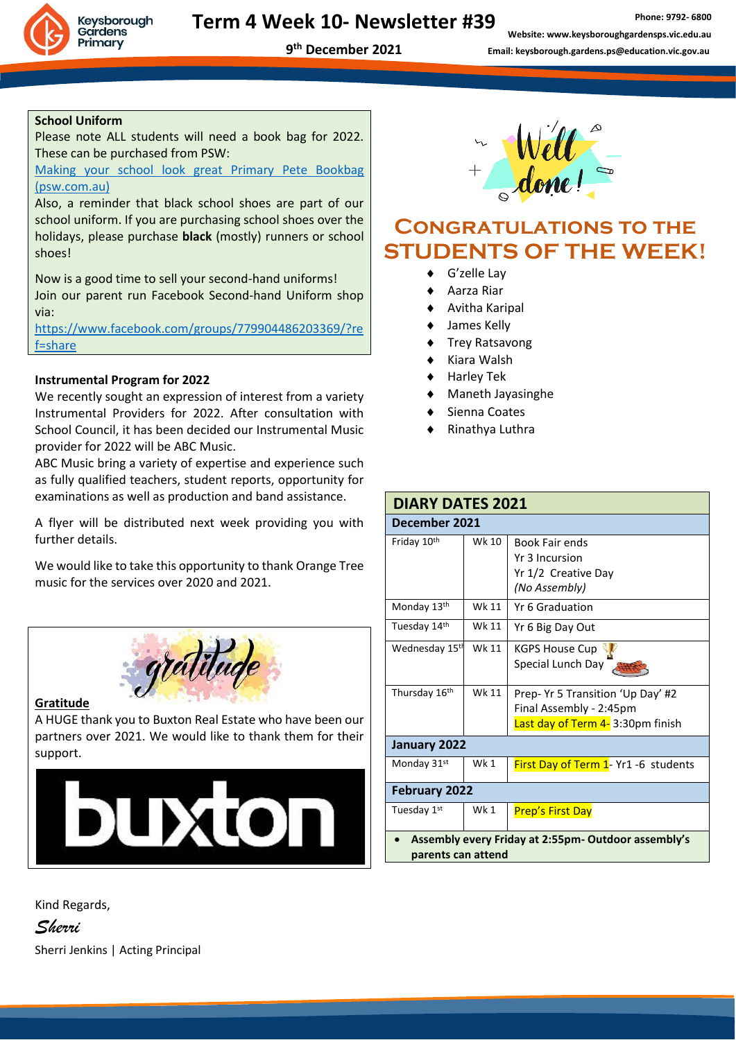# Term 4 Week 10- Newsletter #39

**9th December 2021**

**School Uniform**

Please note ALL students will need a book bag for 2022. These can be purchased from PSW:
[Making your school look great Primary Pete Bookbag (psw.com.au)](psw.com.au)

Also, a reminder that black school shoes are part of our school uniform. If you are purchasing school shoes over the holidays, please purchase **black** (mostly) runners or school shoes!

Now is a good time to sell your second-hand uniforms!
Join our parent run Facebook Second-hand Uniform shop via:
https://www.facebook.com/groups/779904486203369/?ref=share

**Instrumental Program for 2022**

We recently sought an expression of interest from a variety Instrumental Providers for 2022. After consultation with School Council, it has been decided our Instrumental Music provider for 2022 will be ABC Music.

ABC Music bring a variety of expertise and experience such as fully qualified teachers, student reports, opportunity for examinations as well as production and band assistance.

A flyer will be distributed next week providing you with further details.

We would like to take this opportunity to thank Orange Tree music for the services over 2020 and 2021.

**Gratitude**

A HUGE thank you to Buxton Real Estate who have been our partners over 2021. We would like to thank them for their support.

## Congratulations to the Students of the Week!

- G'zelle Lay
- Aarza Riar
- Avitha Karipal
- James Kelly
- Trey Ratsavong
- Kiara Walsh
- Harley Tek
- Maneth Jayasinghe
- Sienna Coates
- Rinathya Luthra

| DIARY DATES 2021 | | |
|---|---|---|
| **December 2021** | | |
| Friday 10th | Wk 10 | Book Fair ends<br>Yr 3 Incursion<br>Yr 1/2 Creative Day<br>*(No Assembly)* |
| Monday 13th | Wk 11 | Yr 6 Graduation |
| Tuesday 14th | Wk 11 | Yr 6 Big Day Out |
| Wednesday 15th | Wk 11 | KGPS House Cup<br>Special Lunch Day |
| Thursday 16th | Wk 11 | Prep- Yr 5 Transition 'Up Day' #2<br>Final Assembly - 2:45pm<br>Last day of Term 4- 3:30pm finish |
| **January 2022** | | |
| Monday 31st | Wk 1 | First Day of Term 1- Yr1 -6 students |
| **February 2022** | | |
| Tuesday 1st | Wk 1 | Prep's First Day |

- **Assembly every Friday at 2:55pm- Outdoor assembly's parents can attend**

Kind Regards,

*Sherri*

Sherri Jenkins | Acting Principal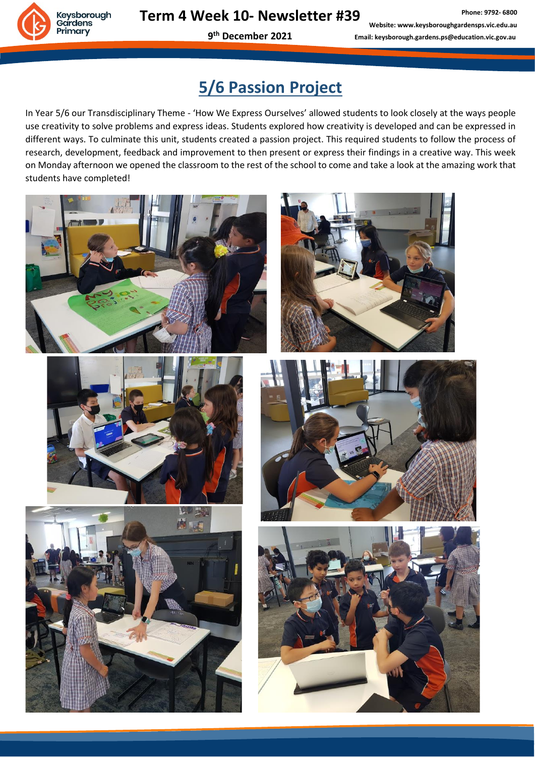# 5/6 Passion Project

In Year 5/6 our Transdisciplinary Theme - 'How We Express Ourselves' allowed students to look closely at the ways people use creativity to solve problems and express ideas. Students explored how creativity is developed and can be expressed in different ways. To culminate this unit, students created a passion project. This required students to follow the process of research, development, feedback and improvement to then present or express their findings in a creative way. This week on Monday afternoon we opened the classroom to the rest of the school to come and take a look at the amazing work that students have completed!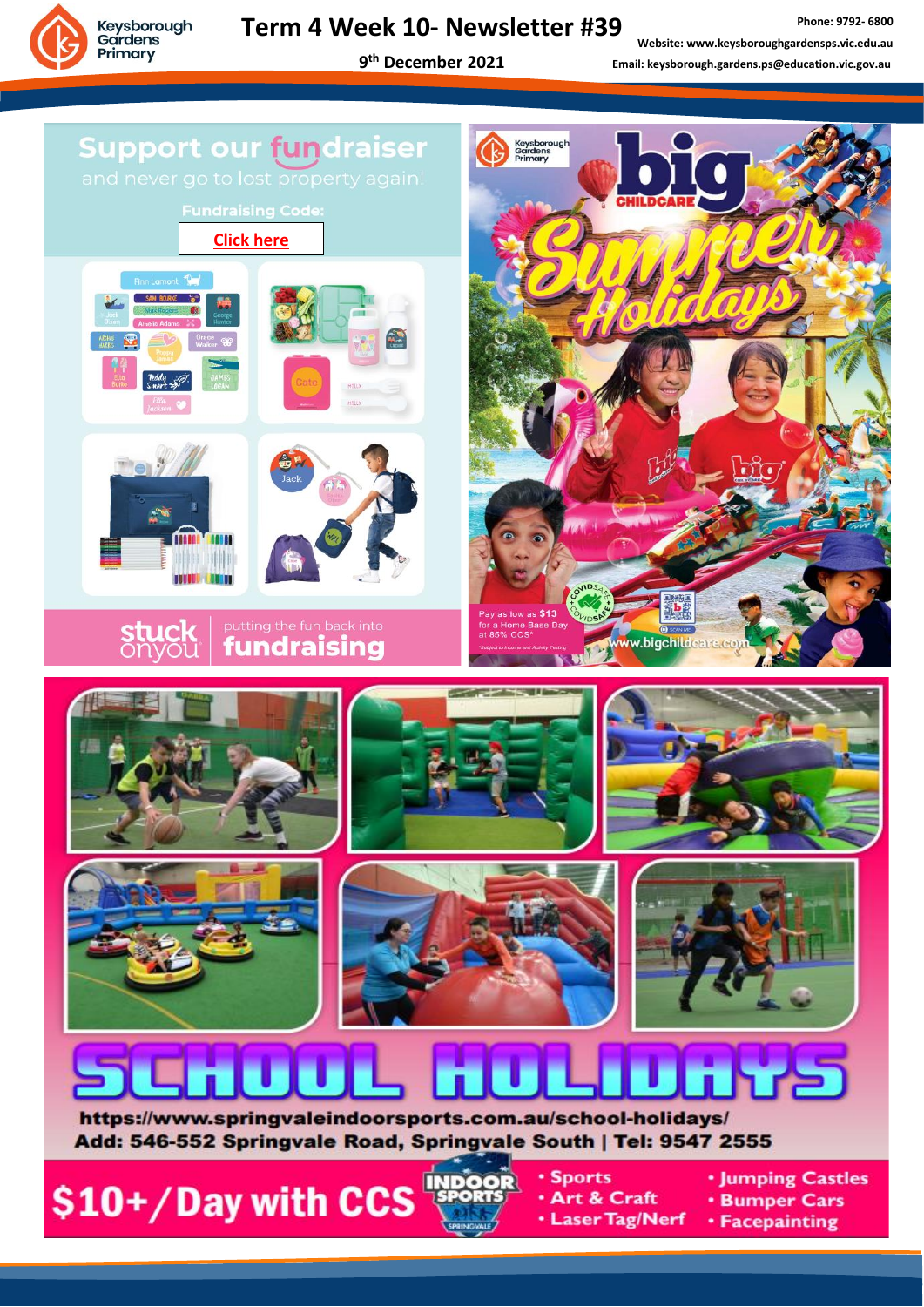# Support our fundraiser

and never go to lost property again!

Fundraising Code:

Click here

stuck onyou | putting the fun back into **fundraising**

Keysborough Gardens Primary

big CHILDCARE

Summer Holidays

Pay as low as $13 for a Home Base Day at 85% CCS*

*Subject to income and Activity Testing

www.bigchildcare.com

# SCHOOL HOLIDAYS

https://www.springvaleindoorsports.com.au/school-holidays/

Add: 546-552 Springvale Road, Springvale South | Tel: 9547 2555

**$10+/Day with CCS**

INDOOR SPORTS SPRINGVALE

- Sports
- Art & Craft
- Laser Tag/Nerf
- Jumping Castles
- Bumper Cars
- Facepainting